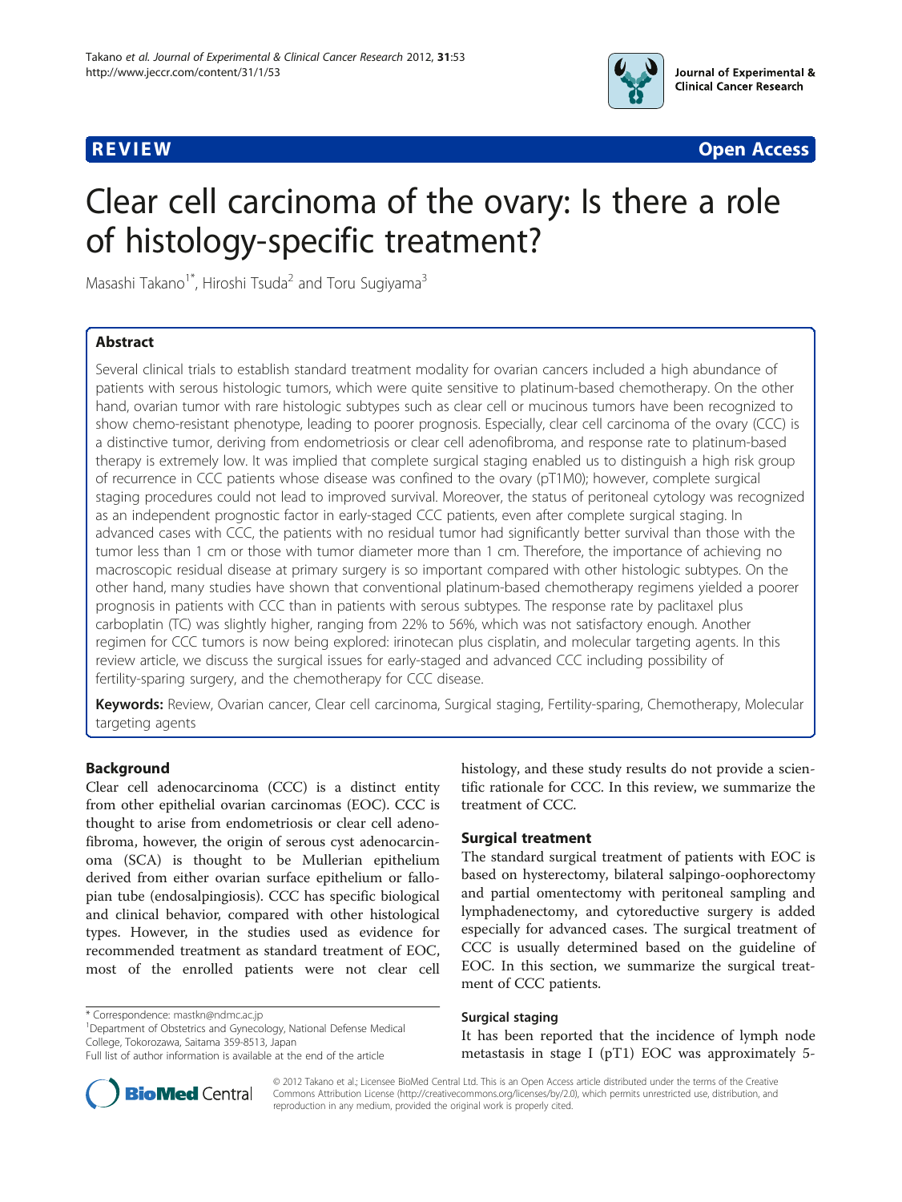REVIEW Open Access

# Clear cell carcinoma of the ovary: Is there a role of histology-specific treatment?

Masashi Takano[1*], Hiroshi Tsuda[2] and Toru Sugiyama[3]

## Abstract

Several clinical trials to establish standard treatment modality for ovarian cancers included a high abundance of patients with serous histologic tumors, which were quite sensitive to platinum-based chemotherapy. On the other hand, ovarian tumor with rare histologic subtypes such as clear cell or mucinous tumors have been recognized to show chemo-resistant phenotype, leading to poorer prognosis. Especially, clear cell carcinoma of the ovary (CCC) is a distinctive tumor, deriving from endometriosis or clear cell adenofibroma, and response rate to platinum-based therapy is extremely low. It was implied that complete surgical staging enabled us to distinguish a high risk group of recurrence in CCC patients whose disease was confined to the ovary (pT1M0); however, complete surgical staging procedures could not lead to improved survival. Moreover, the status of peritoneal cytology was recognized as an independent prognostic factor in early-staged CCC patients, even after complete surgical staging. In advanced cases with CCC, the patients with no residual tumor had significantly better survival than those with the tumor less than 1 cm or those with tumor diameter more than 1 cm. Therefore, the importance of achieving no macroscopic residual disease at primary surgery is so important compared with other histologic subtypes. On the other hand, many studies have shown that conventional platinum-based chemotherapy regimens yielded a poorer prognosis in patients with CCC than in patients with serous subtypes. The response rate by paclitaxel plus carboplatin (TC) was slightly higher, ranging from 22% to 56%, which was not satisfactory enough. Another regimen for CCC tumors is now being explored: irinotecan plus cisplatin, and molecular targeting agents. In this review article, we discuss the surgical issues for early-staged and advanced CCC including possibility of fertility-sparing surgery, and the chemotherapy for CCC disease.

**Keywords:** Review, Ovarian cancer, Clear cell carcinoma, Surgical staging, Fertility-sparing, Chemotherapy, Molecular targeting agents

## Background

Clear cell adenocarcinoma (CCC) is a distinct entity from other epithelial ovarian carcinomas (EOC). CCC is thought to arise from endometriosis or clear cell adenofibroma, however, the origin of serous cyst adenocarcinoma (SCA) is thought to be Mullerian epithelium derived from either ovarian surface epithelium or fallopian tube (endosalpingiosis). CCC has specific biological and clinical behavior, compared with other histological types. However, in the studies used as evidence for recommended treatment as standard treatment of EOC, most of the enrolled patients were not clear cell histology, and these study results do not provide a scientific rationale for CCC. In this review, we summarize the treatment of CCC.

## Surgical treatment

The standard surgical treatment of patients with EOC is based on hysterectomy, bilateral salpingo-oophorectomy and partial omentectomy with peritoneal sampling and lymphadenectomy, and cytoreductive surgery is added especially for advanced cases. The surgical treatment of CCC is usually determined based on the guideline of EOC. In this section, we summarize the surgical treatment of CCC patients.

### Surgical staging

It has been reported that the incidence of lymph node metastasis in stage I (pT1) EOC was approximately 5-

\* Correspondence: mastkn@ndmc.ac.jp
[1]Department of Obstetrics and Gynecology, National Defense Medical College, Tokorozawa, Saitama 359-8513, Japan
Full list of author information is available at the end of the article

© 2012 Takano et al.; Licensee BioMed Central Ltd. This is an Open Access article distributed under the terms of the Creative Commons Attribution License (http://creativecommons.org/licenses/by/2.0), which permits unrestricted use, distribution, and reproduction in any medium, provided the original work is properly cited.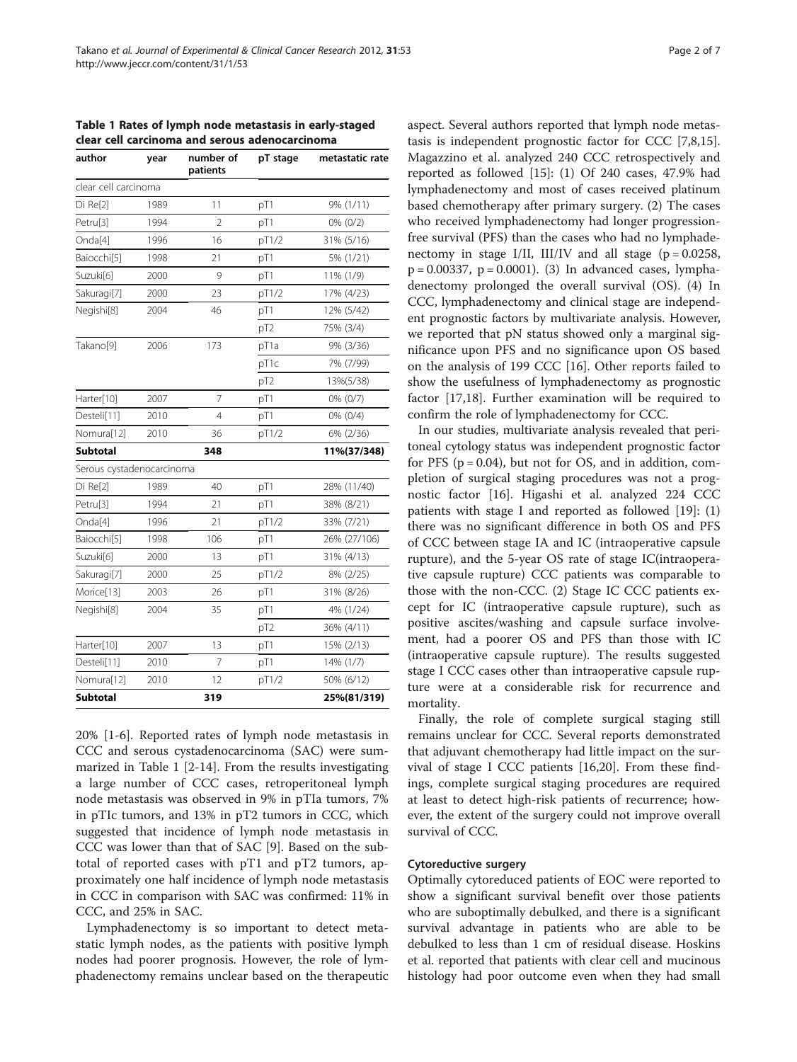**Table 1 Rates of lymph node metastasis in early-staged clear cell carcinoma and serous adenocarcinoma**

| author | year | number of patients | pT stage | metastatic rate |
|---|---|---|---|---|
| clear cell carcinoma | | | | |
| Di Re[2] | 1989 | 11 | pT1 | 9% (1/11) |
| Petru[3] | 1994 | 2 | pT1 | 0% (0/2) |
| Onda[4] | 1996 | 16 | pT1/2 | 31% (5/16) |
| Baiocchi[5] | 1998 | 21 | pT1 | 5% (1/21) |
| Suzuki[6] | 2000 | 9 | pT1 | 11% (1/9) |
| Sakuragi[7] | 2000 | 23 | pT1/2 | 17% (4/23) |
| Negishi[8] | 2004 | 46 | pT1 | 12% (5/42) |
| | | | pT2 | 75% (3/4) |
| Takano[9] | 2006 | 173 | pT1a | 9% (3/36) |
| | | | pT1c | 7% (7/99) |
| | | | pT2 | 13%(5/38) |
| Harter[10] | 2007 | 7 | pT1 | 0% (0/7) |
| Desteli[11] | 2010 | 4 | pT1 | 0% (0/4) |
| Nomura[12] | 2010 | 36 | pT1/2 | 6% (2/36) |
| **Subtotal** | | **348** | | **11%(37/348)** |
| Serous cystadenocarcinoma | | | | |
| Di Re[2] | 1989 | 40 | pT1 | 28% (11/40) |
| Petru[3] | 1994 | 21 | pT1 | 38% (8/21) |
| Onda[4] | 1996 | 21 | pT1/2 | 33% (7/21) |
| Baiocchi[5] | 1998 | 106 | pT1 | 26% (27/106) |
| Suzuki[6] | 2000 | 13 | pT1 | 31% (4/13) |
| Sakuragi[7] | 2000 | 25 | pT1/2 | 8% (2/25) |
| Morice[13] | 2003 | 26 | pT1 | 31% (8/26) |
| Negishi[8] | 2004 | 35 | pT1 | 4% (1/24) |
| | | | pT2 | 36% (4/11) |
| Harter[10] | 2007 | 13 | pT1 | 15% (2/13) |
| Desteli[11] | 2010 | 7 | pT1 | 14% (1/7) |
| Nomura[12] | 2010 | 12 | pT1/2 | 50% (6/12) |
| **Subtotal** | | **319** | | **25%(81/319)** |

20% [1-6]. Reported rates of lymph node metastasis in CCC and serous cystadenocarcinoma (SAC) were summarized in Table 1 [2-14]. From the results investigating a large number of CCC cases, retroperitoneal lymph node metastasis was observed in 9% in pTIa tumors, 7% in pTIc tumors, and 13% in pT2 tumors in CCC, which suggested that incidence of lymph node metastasis in CCC was lower than that of SAC [9]. Based on the subtotal of reported cases with pT1 and pT2 tumors, approximately one half incidence of lymph node metastasis in CCC in comparison with SAC was confirmed: 11% in CCC, and 25% in SAC.

Lymphadenectomy is so important to detect metastatic lymph nodes, as the patients with positive lymph nodes had poorer prognosis. However, the role of lymphadenectomy remains unclear based on the therapeutic aspect. Several authors reported that lymph node metastasis is independent prognostic factor for CCC [7,8,15]. Magazzino et al. analyzed 240 CCC retrospectively and reported as followed [15]: (1) Of 240 cases, 47.9% had lymphadenectomy and most of cases received platinum based chemotherapy after primary surgery. (2) The cases who received lymphadenectomy had longer progression-free survival (PFS) than the cases who had no lymphadenectomy in stage I/II, III/IV and all stage ($p = 0.0258$, $p = 0.00337$, $p = 0.0001$). (3) In advanced cases, lymphadenectomy prolonged the overall survival (OS). (4) In CCC, lymphadenectomy and clinical stage are independent prognostic factors by multivariate analysis. However, we reported that pN status showed only a marginal significance upon PFS and no significance upon OS based on the analysis of 199 CCC [16]. Other reports failed to show the usefulness of lymphadenectomy as prognostic factor [17,18]. Further examination will be required to confirm the role of lymphadenectomy for CCC.

In our studies, multivariate analysis revealed that peritoneal cytology status was independent prognostic factor for PFS ($p = 0.04$), but not for OS, and in addition, completion of surgical staging procedures was not a prognostic factor [16]. Higashi et al. analyzed 224 CCC patients with stage I and reported as followed [19]: (1) there was no significant difference in both OS and PFS of CCC between stage IA and IC (intraoperative capsule rupture), and the 5-year OS rate of stage IC(intraoperative capsule rupture) CCC patients was comparable to those with the non-CCC. (2) Stage IC CCC patients except for IC (intraoperative capsule rupture), such as positive ascites/washing and capsule surface involvement, had a poorer OS and PFS than those with IC (intraoperative capsule rupture). The results suggested stage I CCC cases other than intraoperative capsule rupture were at a considerable risk for recurrence and mortality.

Finally, the role of complete surgical staging still remains unclear for CCC. Several reports demonstrated that adjuvant chemotherapy had little impact on the survival of stage I CCC patients [16,20]. From these findings, complete surgical staging procedures are required at least to detect high-risk patients of recurrence; however, the extent of the surgery could not improve overall survival of CCC.

### Cytoreductive surgery

Optimally cytoreduced patients of EOC were reported to show a significant survival benefit over those patients who are suboptimally debulked, and there is a significant survival advantage in patients who are able to be debulked to less than 1 cm of residual disease. Hoskins et al. reported that patients with clear cell and mucinous histology had poor outcome even when they had small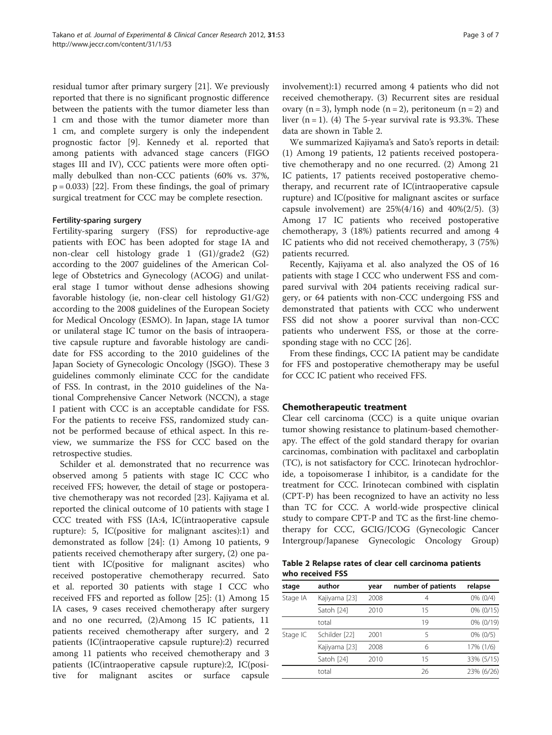residual tumor after primary surgery [21]. We previously reported that there is no significant prognostic difference between the patients with the tumor diameter less than 1 cm and those with the tumor diameter more than 1 cm, and complete surgery is only the independent prognostic factor [9]. Kennedy et al. reported that among patients with advanced stage cancers (FIGO stages III and IV), CCC patients were more often optimally debulked than non-CCC patients (60% vs. 37%, $p = 0.033$) [22]. From these findings, the goal of primary surgical treatment for CCC may be complete resection.

### Fertility-sparing surgery

Fertility-sparing surgery (FSS) for reproductive-age patients with EOC has been adopted for stage IA and non-clear cell histology grade 1 (G1)/grade2 (G2) according to the 2007 guidelines of the American College of Obstetrics and Gynecology (ACOG) and unilateral stage I tumor without dense adhesions showing favorable histology (ie, non-clear cell histology G1/G2) according to the 2008 guidelines of the European Society for Medical Oncology (ESMO). In Japan, stage IA tumor or unilateral stage IC tumor on the basis of intraoperative capsule rupture and favorable histology are candidate for FSS according to the 2010 guidelines of the Japan Society of Gynecologic Oncology (JSGO). These 3 guidelines commonly eliminate CCC for the candidate of FSS. In contrast, in the 2010 guidelines of the National Comprehensive Cancer Network (NCCN), a stage I patient with CCC is an acceptable candidate for FSS. For the patients to receive FSS, randomized study cannot be performed because of ethical aspect. In this review, we summarize the FSS for CCC based on the retrospective studies.

Schilder et al. demonstrated that no recurrence was observed among 5 patients with stage IC CCC who received FFS; however, the detail of stage or postoperative chemotherapy was not recorded [23]. Kajiyama et al. reported the clinical outcome of 10 patients with stage I CCC treated with FSS (IA:4, IC(intraoperative capsule rupture): 5, IC(positive for malignant ascites):1) and demonstrated as follow [24]: (1) Among 10 patients, 9 patients received chemotherapy after surgery, (2) one patient with IC(positive for malignant ascites) who received postoperative chemotherapy recurred. Sato et al. reported 30 patients with stage I CCC who received FFS and reported as follow [25]: (1) Among 15 IA cases, 9 cases received chemotherapy after surgery and no one recurred, (2)Among 15 IC patients, 11 patients received chemotherapy after surgery, and 2 patients (IC(intraoperative capsule rupture):2) recurred among 11 patients who received chemotherapy and 3 patients (IC(intraoperative capsule rupture):2, IC(positive for malignant ascites or surface capsule involvement):1) recurred among 4 patients who did not received chemotherapy. (3) Recurrent sites are residual ovary (n = 3), lymph node (n = 2), peritoneum (n = 2) and liver (n = 1). (4) The 5-year survival rate is 93.3%. These data are shown in Table 2.

We summarized Kajiyama's and Sato's reports in detail: (1) Among 19 patients, 12 patients received postoperative chemotherapy and no one recurred. (2) Among 21 IC patients, 17 patients received postoperative chemotherapy, and recurrent rate of IC(intraoperative capsule rupture) and IC(positive for malignant ascites or surface capsule involvement) are 25%(4/16) and 40%(2/5). (3) Among 17 IC patients who received postoperative chemotherapy, 3 (18%) patients recurred and among 4 IC patients who did not received chemotherapy, 3 (75%) patients recurred.

Recently, Kajiyama et al. also analyzed the OS of 16 patients with stage I CCC who underwent FSS and compared survival with 204 patients receiving radical surgery, or 64 patients with non-CCC undergoing FSS and demonstrated that patients with CCC who underwent FSS did not show a poorer survival than non-CCC patients who underwent FSS, or those at the corresponding stage with no CCC [26].

From these findings, CCC IA patient may be candidate for FFS and postoperative chemotherapy may be useful for CCC IC patient who received FFS.

## Chemotherapeutic treatment

Clear cell carcinoma (CCC) is a quite unique ovarian tumor showing resistance to platinum-based chemotherapy. The effect of the gold standard therapy for ovarian carcinomas, combination with paclitaxel and carboplatin (TC), is not satisfactory for CCC. Irinotecan hydrochloride, a topoisomerase I inhibitor, is a candidate for the treatment for CCC. Irinotecan combined with cisplatin (CPT-P) has been recognized to have an activity no less than TC for CCC. A world-wide prospective clinical study to compare CPT-P and TC as the first-line chemotherapy for CCC, GCIG/JCOG (Gynecologic Cancer Intergroup/Japanese Gynecologic Oncology Group)

**Table 2 Relapse rates of clear cell carcinoma patients who received FSS**

| stage | author | year | number of patients | relapse |
|---|---|---|---|---|
| Stage IA | Kajiyama [23] | 2008 | 4 | 0% (0/4) |
| | Satoh [24] | 2010 | 15 | 0% (0/15) |
| | total | | 19 | 0% (0/19) |
| Stage IC | Schilder [22] | 2001 | 5 | 0% (0/5) |
| | Kajiyama [23] | 2008 | 6 | 17% (1/6) |
| | Satoh [24] | 2010 | 15 | 33% (5/15) |
| | total | | 26 | 23% (6/26) |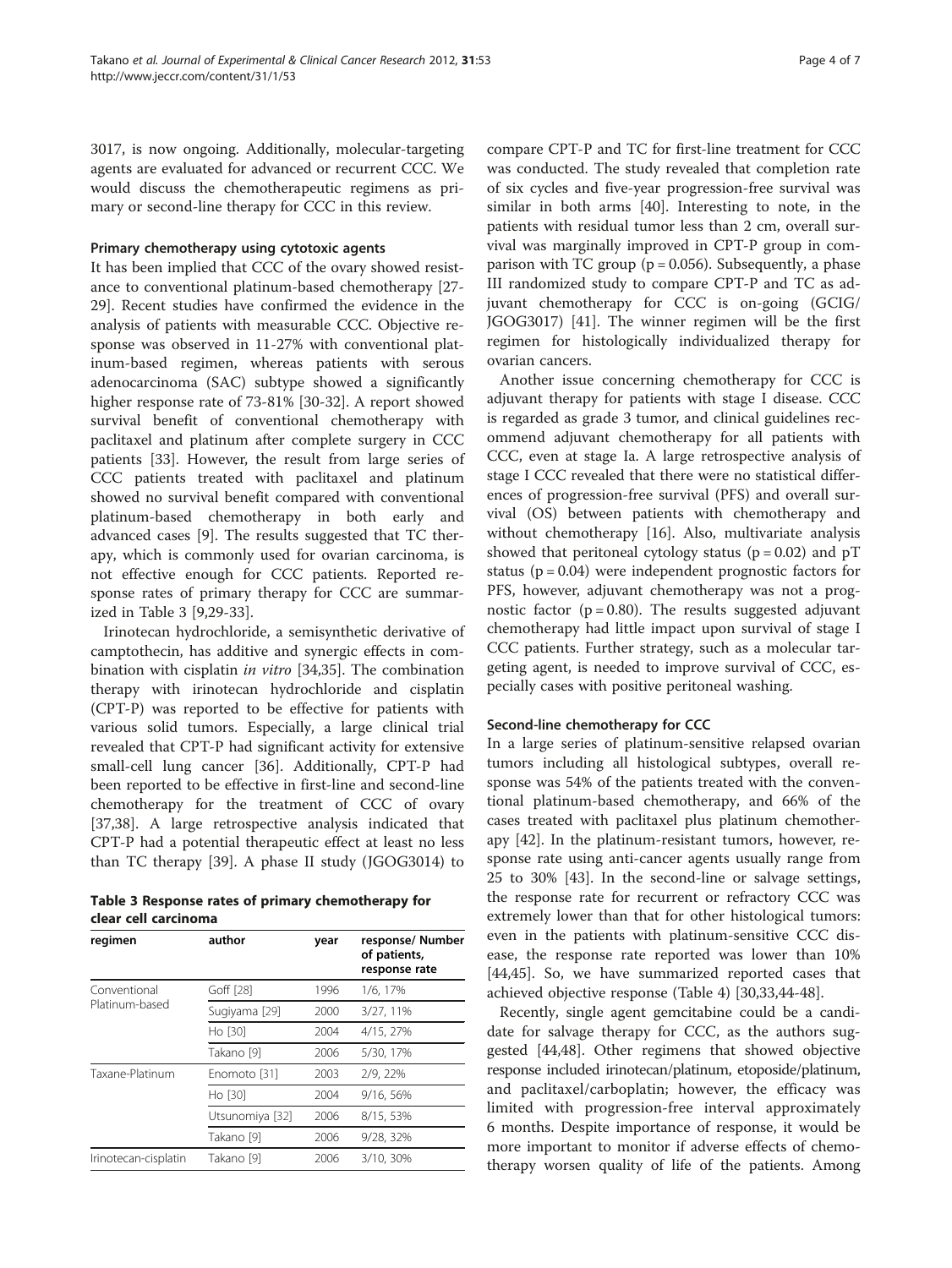3017, is now ongoing. Additionally, molecular-targeting agents are evaluated for advanced or recurrent CCC. We would discuss the chemotherapeutic regimens as primary or second-line therapy for CCC in this review.

### Primary chemotherapy using cytotoxic agents

It has been implied that CCC of the ovary showed resistance to conventional platinum-based chemotherapy [27-29]. Recent studies have confirmed the evidence in the analysis of patients with measurable CCC. Objective response was observed in 11-27% with conventional platinum-based regimen, whereas patients with serous adenocarcinoma (SAC) subtype showed a significantly higher response rate of 73-81% [30-32]. A report showed survival benefit of conventional chemotherapy with paclitaxel and platinum after complete surgery in CCC patients [33]. However, the result from large series of CCC patients treated with paclitaxel and platinum showed no survival benefit compared with conventional platinum-based chemotherapy in both early and advanced cases [9]. The results suggested that TC therapy, which is commonly used for ovarian carcinoma, is not effective enough for CCC patients. Reported response rates of primary therapy for CCC are summarized in Table 3 [9,29-33].

Irinotecan hydrochloride, a semisynthetic derivative of camptothecin, has additive and synergic effects in combination with cisplatin *in vitro* [34,35]. The combination therapy with irinotecan hydrochloride and cisplatin (CPT-P) was reported to be effective for patients with various solid tumors. Especially, a large clinical trial revealed that CPT-P had significant activity for extensive small-cell lung cancer [36]. Additionally, CPT-P had been reported to be effective in first-line and second-line chemotherapy for the treatment of CCC of ovary [37,38]. A large retrospective analysis indicated that CPT-P had a potential therapeutic effect at least no less than TC therapy [39]. A phase II study (JGOG3014) to compare CPT-P and TC for first-line treatment for CCC was conducted. The study revealed that completion rate of six cycles and five-year progression-free survival was similar in both arms [40]. Interesting to note, in the patients with residual tumor less than 2 cm, overall survival was marginally improved in CPT-P group in comparison with TC group ($p = 0.056$). Subsequently, a phase III randomized study to compare CPT-P and TC as adjuvant chemotherapy for CCC is on-going (GCIG/JGOG3017) [41]. The winner regimen will be the first regimen for histologically individualized therapy for ovarian cancers.

**Table 3 Response rates of primary chemotherapy for clear cell carcinoma**

| regimen | author | year | response/ Number of patients, response rate |
|---|---|---|---|
| Conventional Platinum-based | Goff [28] | 1996 | 1/6, 17% |
| | Sugiyama [29] | 2000 | 3/27, 11% |
| | Ho [30] | 2004 | 4/15, 27% |
| | Takano [9] | 2006 | 5/30, 17% |
| Taxane-Platinum | Enomoto [31] | 2003 | 2/9, 22% |
| | Ho [30] | 2004 | 9/16, 56% |
| | Utsunomiya [32] | 2006 | 8/15, 53% |
| | Takano [9] | 2006 | 9/28, 32% |
| Irinotecan-cisplatin | Takano [9] | 2006 | 3/10, 30% |

Another issue concerning chemotherapy for CCC is adjuvant therapy for patients with stage I disease. CCC is regarded as grade 3 tumor, and clinical guidelines recommend adjuvant chemotherapy for all patients with CCC, even at stage Ia. A large retrospective analysis of stage I CCC revealed that there were no statistical differences of progression-free survival (PFS) and overall survival (OS) between patients with chemotherapy and without chemotherapy [16]. Also, multivariate analysis showed that peritoneal cytology status ($p = 0.02$) and pT status ($p = 0.04$) were independent prognostic factors for PFS, however, adjuvant chemotherapy was not a prognostic factor ($p = 0.80$). The results suggested adjuvant chemotherapy had little impact upon survival of stage I CCC patients. Further strategy, such as a molecular targeting agent, is needed to improve survival of CCC, especially cases with positive peritoneal washing.

### Second-line chemotherapy for CCC

In a large series of platinum-sensitive relapsed ovarian tumors including all histological subtypes, overall response was 54% of the patients treated with the conventional platinum-based chemotherapy, and 66% of the cases treated with paclitaxel plus platinum chemotherapy [42]. In the platinum-resistant tumors, however, response rate using anti-cancer agents usually range from 25 to 30% [43]. In the second-line or salvage settings, the response rate for recurrent or refractory CCC was extremely lower than that for other histological tumors: even in the patients with platinum-sensitive CCC disease, the response rate reported was lower than 10% [44,45]. So, we have summarized reported cases that achieved objective response (Table 4) [30,33,44-48].

Recently, single agent gemcitabine could be a candidate for salvage therapy for CCC, as the authors suggested [44,48]. Other regimens that showed objective response included irinotecan/platinum, etoposide/platinum, and paclitaxel/carboplatin; however, the efficacy was limited with progression-free interval approximately 6 months. Despite importance of response, it would be more important to monitor if adverse effects of chemotherapy worsen quality of life of the patients. Among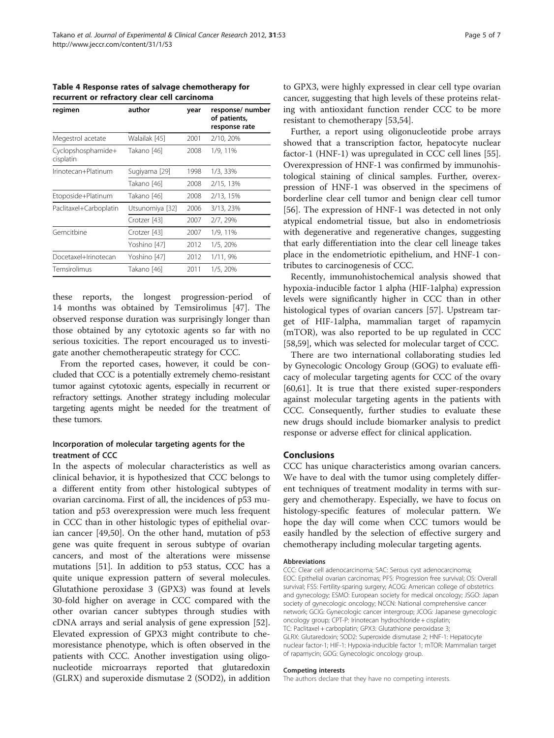**Table 4 Response rates of salvage chemotherapy for recurrent or refractory clear cell carcinoma**

| regimen | author | year | response/ number of patients, response rate |
|---|---|---|---|
| Megestrol acetate | Walailak [45] | 2001 | 2/10, 20% |
| Cyclopshosphamide+ cisplatin | Takano [46] | 2008 | 1/9, 11% |
| Irinotecan+Platinum | Sugiyama [29] | 1998 | 1/3, 33% |
| | Takano [46] | 2008 | 2/15, 13% |
| Etoposide+Platinum | Takano [46] | 2008 | 2/13, 15% |
| Paclitaxel+Carboplatin | Utsunomiya [32] | 2006 | 3/13, 23% |
| | Crotzer [43] | 2007 | 2/7, 29% |
| Gemcitbine | Crotzer [43] | 2007 | 1/9, 11% |
| | Yoshino [47] | 2012 | 1/5, 20% |
| Docetaxel+Irinotecan | Yoshino [47] | 2012 | 1/11, 9% |
| Temsirolimus | Takano [46] | 2011 | 1/5, 20% |

these reports, the longest progression-period of 14 months was obtained by Temsirolimus [47]. The observed response duration was surprisingly longer than those obtained by any cytotoxic agents so far with no serious toxicities. The report encouraged us to investigate another chemotherapeutic strategy for CCC.

From the reported cases, however, it could be concluded that CCC is a potentially extremely chemo-resistant tumor against cytotoxic agents, especially in recurrent or refractory settings. Another strategy including molecular targeting agents might be needed for the treatment of these tumors.

### Incorporation of molecular targeting agents for the treatment of CCC

In the aspects of molecular characteristics as well as clinical behavior, it is hypothesized that CCC belongs to a different entity from other histological subtypes of ovarian carcinoma. First of all, the incidences of p53 mutation and p53 overexpression were much less frequent in CCC than in other histologic types of epithelial ovarian cancer [49,50]. On the other hand, mutation of p53 gene was quite frequent in serous subtype of ovarian cancers, and most of the alterations were missense mutations [51]. In addition to p53 status, CCC has a quite unique expression pattern of several molecules. Glutathione peroxidase 3 (GPX3) was found at levels 30-fold higher on average in CCC compared with the other ovarian cancer subtypes through studies with cDNA arrays and serial analysis of gene expression [52]. Elevated expression of GPX3 might contribute to chemoresistance phenotype, which is often observed in the patients with CCC. Another investigation using oligonucleotide microarrays reported that glutaredoxin (GLRX) and superoxide dismutase 2 (SOD2), in addition to GPX3, were highly expressed in clear cell type ovarian cancer, suggesting that high levels of these proteins relating with antioxidant function render CCC to be more resistant to chemotherapy [53,54].

Further, a report using oligonucleotide probe arrays showed that a transcription factor, hepatocyte nuclear factor-1 (HNF-1) was upregulated in CCC cell lines [55]. Overexpression of HNF-1 was confirmed by immunohistological staining of clinical samples. Further, overexpression of HNF-1 was observed in the specimens of borderline clear cell tumor and benign clear cell tumor [56]. The expression of HNF-1 was detected in not only atypical endometrial tissue, but also in endometriosis with degenerative and regenerative changes, suggesting that early differentiation into the clear cell lineage takes place in the endometriotic epithelium, and HNF-1 contributes to carcinogenesis of CCC.

Recently, immunohistochemical analysis showed that hypoxia-inducible factor 1 alpha (HIF-1alpha) expression levels were significantly higher in CCC than in other histological types of ovarian cancers [57]. Upstream target of HIF-1alpha, mammalian target of rapamycin (mTOR), was also reported to be up regulated in CCC [58,59], which was selected for molecular target of CCC.

There are two international collaborating studies led by Gynecologic Oncology Group (GOG) to evaluate efficacy of molecular targeting agents for CCC of the ovary [60,61]. It is true that there existed super-responders against molecular targeting agents in the patients with CCC. Consequently, further studies to evaluate these new drugs should include biomarker analysis to predict response or adverse effect for clinical application.

## Conclusions

CCC has unique characteristics among ovarian cancers. We have to deal with the tumor using completely different techniques of treatment modality in terms with surgery and chemotherapy. Especially, we have to focus on histology-specific features of molecular pattern. We hope the day will come when CCC tumors would be easily handled by the selection of effective surgery and chemotherapy including molecular targeting agents.

#### Abbreviations

CCC: Clear cell adenocarcinoma; SAC: Serous cyst adenocarcinoma; EOC: Epithelial ovarian carcinomas; PFS: Progression free survival; OS: Overall survival; FSS: Fertility-sparing surgery; ACOG: American college of obstetrics and gynecology; ESMO: European society for medical oncology; JSGO: Japan society of gynecologic oncology; NCCN: National comprehensive cancer network; GCIG: Gynecologic cancer intergroup; JCOG: Japanese gynecologic oncology group; CPT-P: Irinotecan hydrochloride + cisplatin; TC: Paclitaxel + carboplatin; GPX3: Glutathione peroxidase 3; GLRX: Glutaredoxin; SOD2: Superoxide dismutase 2; HNF-1: Hepatocyte nuclear factor-1; HIF-1: Hypoxia-inducible factor 1; mTOR: Mammalian target of rapamycin; GOG: Gynecologic oncology group.

#### Competing interests

The authors declare that they have no competing interests.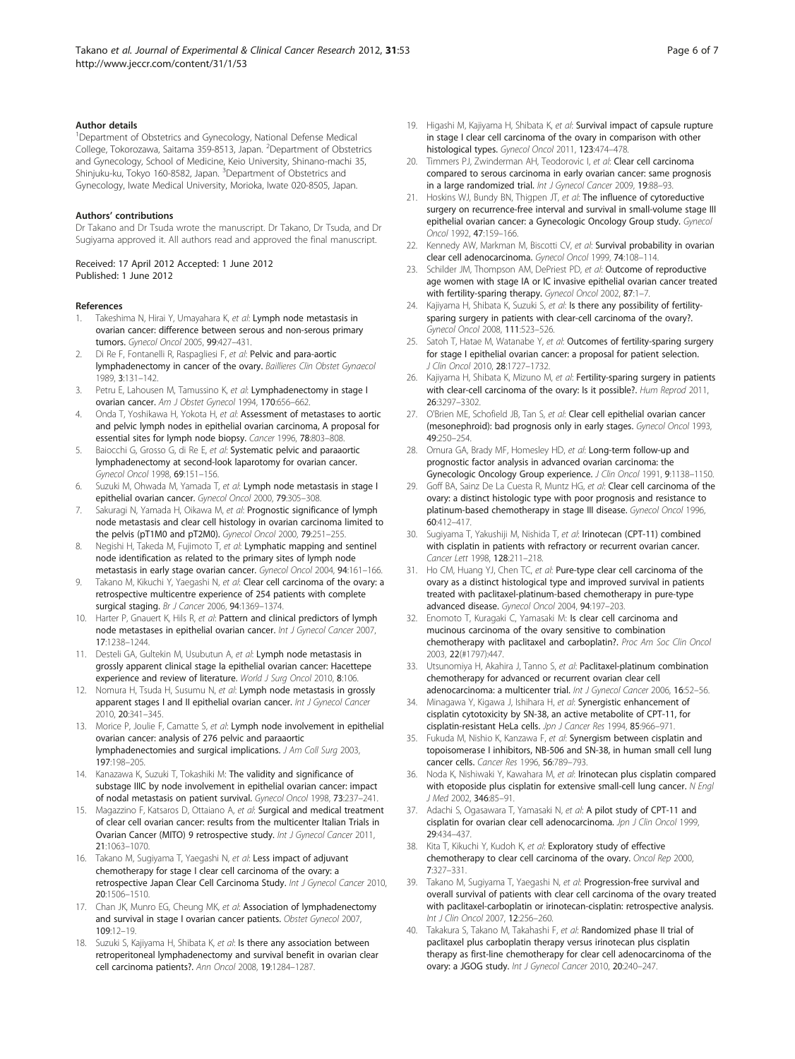### Author details

[1]Department of Obstetrics and Gynecology, National Defense Medical College, Tokorozawa, Saitama 359-8513, Japan. [2]Department of Obstetrics and Gynecology, School of Medicine, Keio University, Shinano-machi 35, Shinjuku-ku, Tokyo 160-8582, Japan. [3]Department of Obstetrics and Gynecology, Iwate Medical University, Morioka, Iwate 020-8505, Japan.

### Authors' contributions

Dr Takano and Dr Tsuda wrote the manuscript. Dr Takano, Dr Tsuda, and Dr Sugiyama approved it. All authors read and approved the final manuscript.

Received: 17 April 2012 Accepted: 1 June 2012
Published: 1 June 2012

### References

1. Takeshima N, Hirai Y, Umayahara K, *et al*: **Lymph node metastasis in ovarian cancer: difference between serous and non-serous primary tumors.** *Gynecol Oncol* 2005, **99**:427–431.
2. Di Re F, Fontanelli R, Raspagliesi F, *et al*: **Pelvic and para-aortic lymphadenectomy in cancer of the ovary.** *Baillieres Clin Obstet Gynaecol* 1989, **3**:131–142.
3. Petru E, Lahousen M, Tamussino K, *et al*: **Lymphadenectomy in stage I ovarian cancer.** *Am J Obstet Gynecol* 1994, **170**:656–662.
4. Onda T, Yoshikawa H, Yokota H, *et al*: **Assessment of metastases to aortic and pelvic lymph nodes in epithelial ovarian carcinoma, A proposal for essential sites for lymph node biopsy.** *Cancer* 1996, **78**:803–808.
5. Baiocchi G, Grosso G, di Re E, *et al*: **Systematic pelvic and paraaortic lymphadenectomy at second-look laparotomy for ovarian cancer.** *Gynecol Oncol* 1998, **69**:151–156.
6. Suzuki M, Ohwada M, Yamada T, *et al*: **Lymph node metastasis in stage I epithelial ovarian cancer.** *Gynecol Oncol* 2000, **79**:305–308.
7. Sakuragi N, Yamada H, Oikawa M, *et al*: **Prognostic significance of lymph node metastasis and clear cell histology in ovarian carcinoma limited to the pelvis (pT1M0 and pT2M0).** *Gynecol Oncol* 2000, **79**:251–255.
8. Negishi H, Takeda M, Fujimoto T, *et al*: **Lymphatic mapping and sentinel node identification as related to the primary sites of lymph node metastasis in early stage ovarian cancer.** *Gynecol Oncol* 2004, **94**:161–166.
9. Takano M, Kikuchi Y, Yaegashi N, *et al*: **Clear cell carcinoma of the ovary: a retrospective multicentre experience of 254 patients with complete surgical staging.** *Br J Cancer* 2006, **94**:1369–1374.
10. Harter P, Gnauert K, Hils R, *et al*: **Pattern and clinical predictors of lymph node metastases in epithelial ovarian cancer.** *Int J Gynecol Cancer* 2007, **17**:1238–1244.
11. Desteli GA, Gultekin M, Usubutun A, *et al*: **Lymph node metastasis in grossly apparent clinical stage Ia epithelial ovarian cancer: Hacettepe experience and review of literature.** *World J Surg Oncol* 2010, **8**:106.
12. Nomura H, Tsuda H, Susumu N, *et al*: **Lymph node metastasis in grossly apparent stages I and II epithelial ovarian cancer.** *Int J Gynecol Cancer* 2010, **20**:341–345.
13. Morice P, Joulie F, Camatte S, *et al*: **Lymph node involvement in epithelial ovarian cancer: analysis of 276 pelvic and paraaortic lymphadenectomies and surgical implications.** *J Am Coll Surg* 2003, **197**:198–205.
14. Kanazawa K, Suzuki T, Tokashiki M: **The validity and significance of substage IIIC by node involvement in epithelial ovarian cancer: impact of nodal metastasis on patient survival.** *Gynecol Oncol* 1998, **73**:237–241.
15. Magazzino F, Katsaros D, Ottaiano A, *et al*: **Surgical and medical treatment of clear cell ovarian cancer: results from the multicenter Italian Trials in Ovarian Cancer (MITO) 9 retrospective study.** *Int J Gynecol Cancer* 2011, **21**:1063–1070.
16. Takano M, Sugiyama T, Yaegashi N, *et al*: **Less impact of adjuvant chemotherapy for stage I clear cell carcinoma of the ovary: a retrospective Japan Clear Cell Carcinoma Study.** *Int J Gynecol Cancer* 2010, **20**:1506–1510.
17. Chan JK, Munro EG, Cheung MK, *et al*: **Association of lymphadenectomy and survival in stage I ovarian cancer patients.** *Obstet Gynecol* 2007, **109**:12–19.
18. Suzuki S, Kajiyama H, Shibata K, *et al*: **Is there any association between retroperitoneal lymphadenectomy and survival benefit in ovarian clear cell carcinoma patients?.** *Ann Oncol* 2008, **19**:1284–1287.
19. Higashi M, Kajiyama H, Shibata K, *et al*: **Survival impact of capsule rupture in stage I clear cell carcinoma of the ovary in comparison with other histological types.** *Gynecol Oncol* 2011, **123**:474–478.
20. Timmers PJ, Zwinderman AH, Teodorovic I, *et al*: **Clear cell carcinoma compared to serous carcinoma in early ovarian cancer: same prognosis in a large randomized trial.** *Int J Gynecol Cancer* 2009, **19**:88–93.
21. Hoskins WJ, Bundy BN, Thigpen JT, *et al*: **The influence of cytoreductive surgery on recurrence-free interval and survival in small-volume stage III epithelial ovarian cancer: a Gynecologic Oncology Group study.** *Gynecol Oncol* 1992, **47**:159–166.
22. Kennedy AW, Markman M, Biscotti CV, *et al*: **Survival probability in ovarian clear cell adenocarcinoma.** *Gynecol Oncol* 1999, **74**:108–114.
23. Schilder JM, Thompson AM, DePriest PD, *et al*: **Outcome of reproductive age women with stage IA or IC invasive epithelial ovarian cancer treated with fertility-sparing therapy.** *Gynecol Oncol* 2002, **87**:1–7.
24. Kajiyama H, Shibata K, Suzuki S, *et al*: **Is there any possibility of fertility-sparing surgery in patients with clear-cell carcinoma of the ovary?.** *Gynecol Oncol* 2008, **111**:523–526.
25. Satoh T, Hatae M, Watanabe Y, *et al*: **Outcomes of fertility-sparing surgery for stage I epithelial ovarian cancer: a proposal for patient selection.** *J Clin Oncol* 2010, **28**:1727–1732.
26. Kajiyama H, Shibata K, Mizuno M, *et al*: **Fertility-sparing surgery in patients with clear-cell carcinoma of the ovary: Is it possible?.** *Hum Reprod* 2011, **26**:3297–3302.
27. O'Brien ME, Schofield JB, Tan S, *et al*: **Clear cell epithelial ovarian cancer (mesonephroid): bad prognosis only in early stages.** *Gynecol Oncol* 1993, **49**:250–254.
28. Omura GA, Brady MF, Homesley HD, *et al*: **Long-term follow-up and prognostic factor analysis in advanced ovarian carcinoma: the Gynecologic Oncology Group experience.** *J Clin Oncol* 1991, **9**:1138–1150.
29. Goff BA, Sainz De La Cuesta R, Muntz HG, *et al*: **Clear cell carcinoma of the ovary: a distinct histologic type with poor prognosis and resistance to platinum-based chemotherapy in stage III disease.** *Gynecol Oncol* 1996, **60**:412–417.
30. Sugiyama T, Yakushiji M, Nishida T, *et al*: **Irinotecan (CPT-11) combined with cisplatin in patients with refractory or recurrent ovarian cancer.** *Cancer Lett* 1998, **128**:211–218.
31. Ho CM, Huang YJ, Chen TC, *et al*: **Pure-type clear cell carcinoma of the ovary as a distinct histological type and improved survival in patients treated with paclitaxel-platinum-based chemotherapy in pure-type advanced disease.** *Gynecol Oncol* 2004, **94**:197–203.
32. Enomoto T, Kuragaki C, Yamasaki M: **Is clear cell carcinoma and mucinous carcinoma of the ovary sensitive to combination chemotherapy with paclitaxel and carboplatin?.** *Proc Am Soc Clin Oncol* 2003, **22**(#1797):447.
33. Utsunomiya H, Akahira J, Tanno S, *et al*: **Paclitaxel-platinum combination chemotherapy for advanced or recurrent ovarian clear cell adenocarcinoma: a multicenter trial.** *Int J Gynecol Cancer* 2006, **16**:52–56.
34. Minagawa Y, Kigawa J, Ishihara H, *et al*: **Synergistic enhancement of cisplatin cytotoxicity by SN-38, an active metabolite of CPT-11, for cisplatin-resistant HeLa cells.** *Jpn J Cancer Res* 1994, **85**:966–971.
35. Fukuda M, Nishio K, Kanzawa F, *et al*: **Synergism between cisplatin and topoisomerase I inhibitors, NB-506 and SN-38, in human small cell lung cancer cells.** *Cancer Res* 1996, **56**:789–793.
36. Noda K, Nishiwaki Y, Kawahara M, *et al*: **Irinotecan plus cisplatin compared with etoposide plus cisplatin for extensive small-cell lung cancer.** *N Engl J Med* 2002, **346**:85–91.
37. Adachi S, Ogasawara T, Yamasaki N, *et al*: **A pilot study of CPT-11 and cisplatin for ovarian clear cell adenocarcinoma.** *Jpn J Clin Oncol* 1999, **29**:434–437.
38. Kita T, Kikuchi Y, Kudoh K, *et al*: **Exploratory study of effective chemotherapy to clear cell carcinoma of the ovary.** *Oncol Rep* 2000, **7**:327–331.
39. Takano M, Sugiyama T, Yaegashi N, *et al*: **Progression-free survival and overall survival of patients with clear cell carcinoma of the ovary treated with paclitaxel-carboplatin or irinotecan-cisplatin: retrospective analysis.** *Int J Clin Oncol* 2007, **12**:256–260.
40. Takakura S, Takano M, Takahashi F, *et al*: **Randomized phase II trial of paclitaxel plus carboplatin therapy versus irinotecan plus cisplatin therapy as first-line chemotherapy for clear cell adenocarcinoma of the ovary: a JGOG study.** *Int J Gynecol Cancer* 2010, **20**:240–247.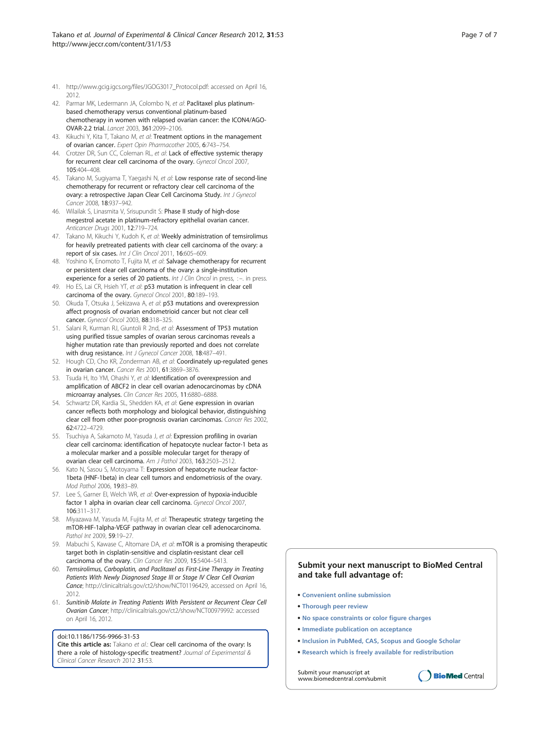41. http://www.gcig.igcs.org/files/JGOG3017_Protocol.pdf: accessed on April 16, 2012.
42. Parmar MK, Ledermann JA, Colombo N, *et al*: **Paclitaxel plus platinum-based chemotherapy versus conventional platinum-based chemotherapy in women with relapsed ovarian cancer: the ICON4/AGO-OVAR-2.2 trial.** *Lancet* 2003, **361**:2099–2106.
43. Kikuchi Y, Kita T, Takano M, *et al*: **Treatment options in the management of ovarian cancer.** *Expert Opin Pharmacother* 2005, **6**:743–754.
44. Crotzer DR, Sun CC, Coleman RL, *et al*: **Lack of effective systemic therapy for recurrent clear cell carcinoma of the ovary.** *Gynecol Oncol* 2007, **105**:404–408.
45. Takano M, Sugiyama T, Yaegashi N, *et al*: **Low response rate of second-line chemotherapy for recurrent or refractory clear cell carcinoma of the ovary: a retrospective Japan Clear Cell Carcinoma Study.** *Int J Gynecol Cancer* 2008, **18**:937–942.
46. Wilailak S, Linasmita V, Srisupundit S: **Phase II study of high-dose megestrol acetate in platinum-refractory epithelial ovarian cancer.** *Anticancer Drugs* 2001, **12**:719–724.
47. Takano M, Kikuchi Y, Kudoh K, *et al*: **Weekly administration of temsirolimus for heavily pretreated patients with clear cell carcinoma of the ovary: a report of six cases.** *Int J Clin Oncol* 2011, **16**:605–609.
48. Yoshino K, Enomoto T, Fujita M, *et al*: **Salvage chemotherapy for recurrent or persistent clear cell carcinoma of the ovary: a single-institution experience for a series of 20 patients.** *Int J Clin Oncol* in press, :–. in press.
49. Ho ES, Lai CR, Hsieh YT, *et al*: **p53 mutation is infrequent in clear cell carcinoma of the ovary.** *Gynecol Oncol* 2001, **80**:189–193.
50. Okuda T, Otsuka J, Sekizawa A, *et al*: **p53 mutations and overexpression affect prognosis of ovarian endometrioid cancer but not clear cell cancer.** *Gynecol Oncol* 2003, **88**:318–325.
51. Salani R, Kurman RJ, Giuntoli R 2nd, *et al*: **Assessment of TP53 mutation using purified tissue samples of ovarian serous carcinomas reveals a higher mutation rate than previously reported and does not correlate with drug resistance.** *Int J Gynecol Cancer* 2008, **18**:487–491.
52. Hough CD, Cho KR, Zonderman AB, *et al*: **Coordinately up-regulated genes in ovarian cancer.** *Cancer Res* 2001, **61**:3869–3876.
53. Tsuda H, Ito YM, Ohashi Y, *et al*: **Identification of overexpression and amplification of ABCF2 in clear cell ovarian adenocarcinomas by cDNA microarray analyses.** *Clin Cancer Res* 2005, **11**:6880–6888.
54. Schwartz DR, Kardia SL, Shedden KA, *et al*: **Gene expression in ovarian cancer reflects both morphology and biological behavior, distinguishing clear cell from other poor-prognosis ovarian carcinomas.** *Cancer Res* 2002, **62**:4722–4729.
55. Tsuchiya A, Sakamoto M, Yasuda J, *et al*: **Expression profiling in ovarian clear cell carcinoma: identification of hepatocyte nuclear factor-1 beta as a molecular marker and a possible molecular target for therapy of ovarian clear cell carcinoma.** *Am J Pathol* 2003, **163**:2503–2512.
56. Kato N, Sasou S, Motoyama T: **Expression of hepatocyte nuclear factor-1beta (HNF-1beta) in clear cell tumors and endometriosis of the ovary.** *Mod Pathol* 2006, **19**:83–89.
57. Lee S, Garner EI, Welch WR, *et al*: **Over-expression of hypoxia-inducible factor 1 alpha in ovarian clear cell carcinoma.** *Gynecol Oncol* 2007, **106**:311–317.
58. Miyazawa M, Yasuda M, Fujita M, *et al*: **Therapeutic strategy targeting the mTOR-HIF-1alpha-VEGF pathway in ovarian clear cell adenocarcinoma.** *Pathol Int* 2009, **59**:19–27.
59. Mabuchi S, Kawase C, Altomare DA, *et al*: **mTOR is a promising therapeutic target both in cisplatin-sensitive and cisplatin-resistant clear cell carcinoma of the ovary.** *Clin Cancer Res* 2009, **15**:5404–5413.
60. *Temsirolimus, Carboplatin, and Paclitaxel as First-Line Therapy in Treating Patients With Newly Diagnosed Stage III or Stage IV Clear Cell Ovarian Cance*; http://clinicaltrials.gov/ct2/show/NCT01196429, accessed on April 16, 2012.
61. *Sunitinib Malate in Treating Patients With Persistent or Recurrent Clear Cell Ovarian Cancer*; http://clinicaltrials.gov/ct2/show/NCT00979992: accessed on April 16, 2012.

doi:10.1186/1756-9966-31-53

**Cite this article as:** Takano *et al.*: Clear cell carcinoma of the ovary: Is there a role of histology-specific treatment? *Journal of Experimental & Clinical Cancer Research* 2012 **31**:53.

**Submit your next manuscript to BioMed Central and take full advantage of:**

- **Convenient online submission**
- **Thorough peer review**
- **No space constraints or color figure charges**
- **Immediate publication on acceptance**
- **Inclusion in PubMed, CAS, Scopus and Google Scholar**
- **Research which is freely available for redistribution**

Submit your manuscript at www.biomedcentral.com/submit

BioMed Central